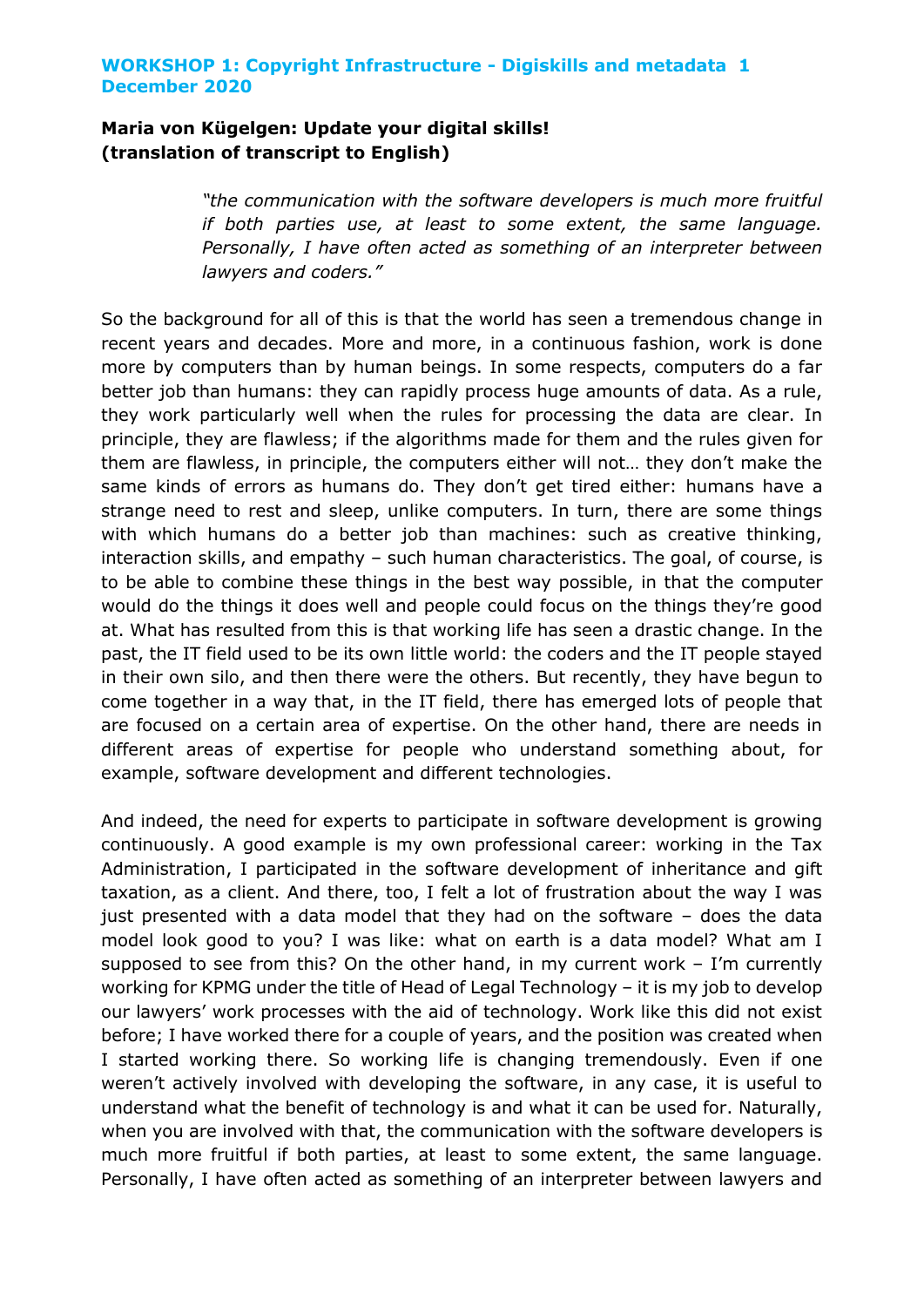**WORKSHOP 1: Copyright Infrastructure - Digiskills and metadata 1 December 2020**

**Maria von Kügelgen: Update your digital skills! (translation of transcript to English)**

> *"the communication with the software developers is much more fruitful if both parties use, at least to some extent, the same language. Personally, I have often acted as something of an interpreter between lawyers and coders."*

So the background for all of this is that the world has seen a tremendous change in recent years and decades. More and more, in a continuous fashion, work is done more by computers than by human beings. In some respects, computers do a far better job than humans: they can rapidly process huge amounts of data. As a rule, they work particularly well when the rules for processing the data are clear. In principle, they are flawless; if the algorithms made for them and the rules given for them are flawless, in principle, the computers either will not… they don't make the same kinds of errors as humans do. They don't get tired either: humans have a strange need to rest and sleep, unlike computers. In turn, there are some things with which humans do a better job than machines: such as creative thinking, interaction skills, and empathy – such human characteristics. The goal, of course, is to be able to combine these things in the best way possible, in that the computer would do the things it does well and people could focus on the things they're good at. What has resulted from this is that working life has seen a drastic change. In the past, the IT field used to be its own little world: the coders and the IT people stayed in their own silo, and then there were the others. But recently, they have begun to come together in a way that, in the IT field, there has emerged lots of people that are focused on a certain area of expertise. On the other hand, there are needs in different areas of expertise for people who understand something about, for example, software development and different technologies.

And indeed, the need for experts to participate in software development is growing continuously. A good example is my own professional career: working in the Tax Administration, I participated in the software development of inheritance and gift taxation, as a client. And there, too, I felt a lot of frustration about the way I was just presented with a data model that they had on the software – does the data model look good to you? I was like: what on earth is a data model? What am I supposed to see from this? On the other hand, in my current work – I'm currently working for KPMG under the title of Head of Legal Technology – it is my job to develop our lawyers' work processes with the aid of technology. Work like this did not exist before; I have worked there for a couple of years, and the position was created when I started working there. So working life is changing tremendously. Even if one weren't actively involved with developing the software, in any case, it is useful to understand what the benefit of technology is and what it can be used for. Naturally, when you are involved with that, the communication with the software developers is much more fruitful if both parties, at least to some extent, the same language. Personally, I have often acted as something of an interpreter between lawyers and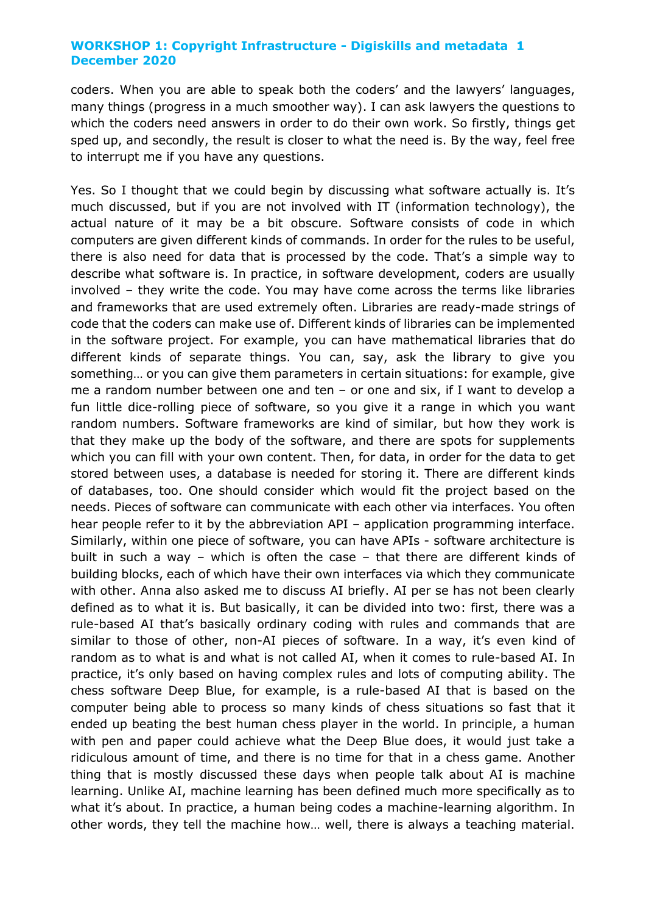coders. When you are able to speak both the coders' and the lawyers' languages, many things (progress in a much smoother way). I can ask lawyers the questions to which the coders need answers in order to do their own work. So firstly, things get sped up, and secondly, the result is closer to what the need is. By the way, feel free to interrupt me if you have any questions.

Yes. So I thought that we could begin by discussing what software actually is. It's much discussed, but if you are not involved with IT (information technology), the actual nature of it may be a bit obscure. Software consists of code in which computers are given different kinds of commands. In order for the rules to be useful, there is also need for data that is processed by the code. That's a simple way to describe what software is. In practice, in software development, coders are usually involved – they write the code. You may have come across the terms like libraries and frameworks that are used extremely often. Libraries are ready-made strings of code that the coders can make use of. Different kinds of libraries can be implemented in the software project. For example, you can have mathematical libraries that do different kinds of separate things. You can, say, ask the library to give you something… or you can give them parameters in certain situations: for example, give me a random number between one and ten – or one and six, if I want to develop a fun little dice-rolling piece of software, so you give it a range in which you want random numbers. Software frameworks are kind of similar, but how they work is that they make up the body of the software, and there are spots for supplements which you can fill with your own content. Then, for data, in order for the data to get stored between uses, a database is needed for storing it. There are different kinds of databases, too. One should consider which would fit the project based on the needs. Pieces of software can communicate with each other via interfaces. You often hear people refer to it by the abbreviation API – application programming interface. Similarly, within one piece of software, you can have APIs - software architecture is built in such a way – which is often the case – that there are different kinds of building blocks, each of which have their own interfaces via which they communicate with other. Anna also asked me to discuss AI briefly. AI per se has not been clearly defined as to what it is. But basically, it can be divided into two: first, there was a rule-based AI that's basically ordinary coding with rules and commands that are similar to those of other, non-AI pieces of software. In a way, it's even kind of random as to what is and what is not called AI, when it comes to rule-based AI. In practice, it's only based on having complex rules and lots of computing ability. The chess software Deep Blue, for example, is a rule-based AI that is based on the computer being able to process so many kinds of chess situations so fast that it ended up beating the best human chess player in the world. In principle, a human with pen and paper could achieve what the Deep Blue does, it would just take a ridiculous amount of time, and there is no time for that in a chess game. Another thing that is mostly discussed these days when people talk about AI is machine learning. Unlike AI, machine learning has been defined much more specifically as to what it's about. In practice, a human being codes a machine-learning algorithm. In other words, they tell the machine how… well, there is always a teaching material.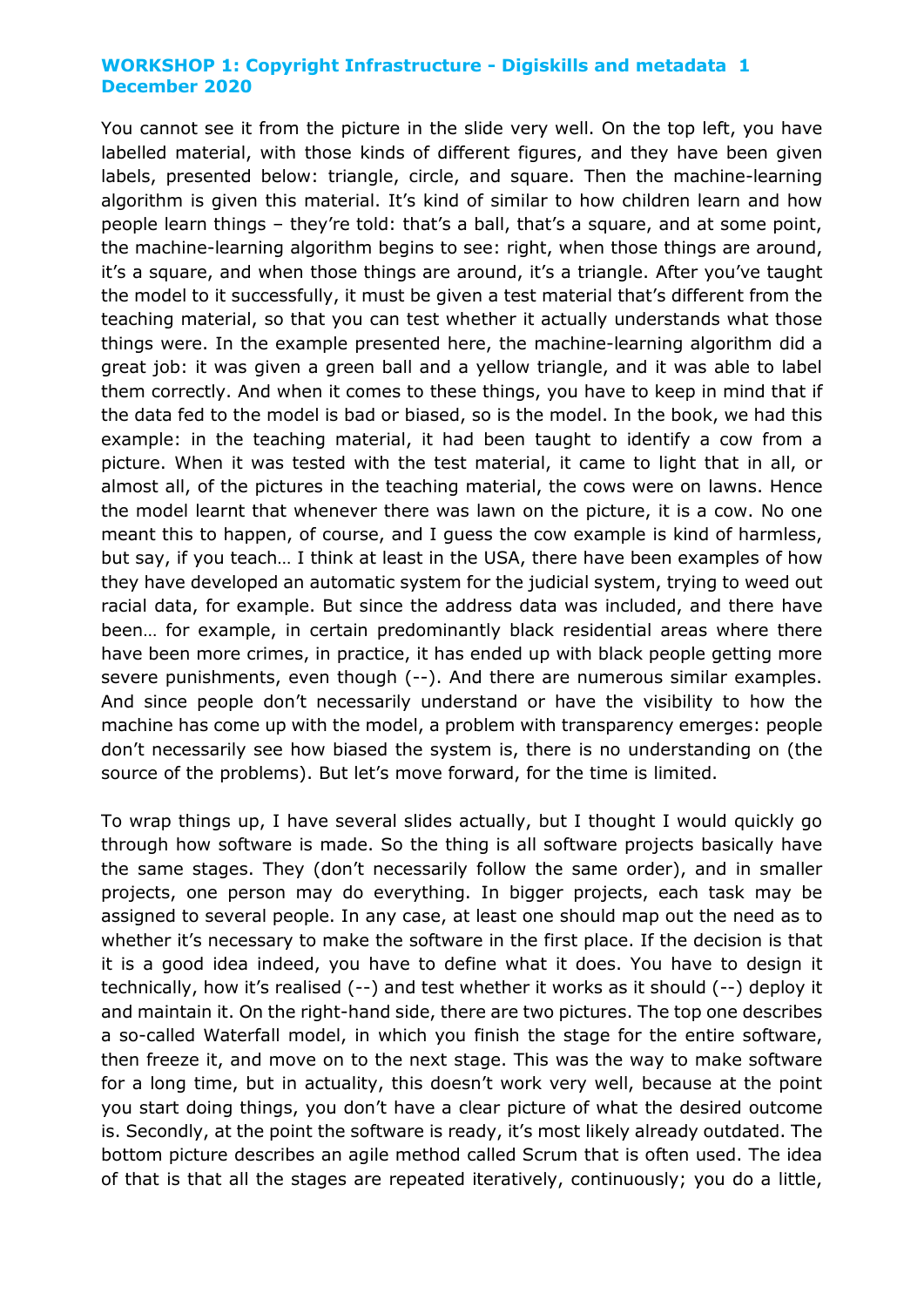**WORKSHOP 1: Copyright Infrastructure - Digiskills and metadata 1 December 2020**

You cannot see it from the picture in the slide very well. On the top left, you have labelled material, with those kinds of different figures, and they have been given labels, presented below: triangle, circle, and square. Then the machine-learning algorithm is given this material. It's kind of similar to how children learn and how people learn things – they're told: that's a ball, that's a square, and at some point, the machine-learning algorithm begins to see: right, when those things are around, it's a square, and when those things are around, it's a triangle. After you've taught the model to it successfully, it must be given a test material that's different from the teaching material, so that you can test whether it actually understands what those things were. In the example presented here, the machine-learning algorithm did a great job: it was given a green ball and a yellow triangle, and it was able to label them correctly. And when it comes to these things, you have to keep in mind that if the data fed to the model is bad or biased, so is the model. In the book, we had this example: in the teaching material, it had been taught to identify a cow from a picture. When it was tested with the test material, it came to light that in all, or almost all, of the pictures in the teaching material, the cows were on lawns. Hence the model learnt that whenever there was lawn on the picture, it is a cow. No one meant this to happen, of course, and I guess the cow example is kind of harmless, but say, if you teach… I think at least in the USA, there have been examples of how they have developed an automatic system for the judicial system, trying to weed out racial data, for example. But since the address data was included, and there have been… for example, in certain predominantly black residential areas where there have been more crimes, in practice, it has ended up with black people getting more severe punishments, even though (--). And there are numerous similar examples. And since people don't necessarily understand or have the visibility to how the machine has come up with the model, a problem with transparency emerges: people don't necessarily see how biased the system is, there is no understanding on (the source of the problems). But let's move forward, for the time is limited.

To wrap things up, I have several slides actually, but I thought I would quickly go through how software is made. So the thing is all software projects basically have the same stages. They (don't necessarily follow the same order), and in smaller projects, one person may do everything. In bigger projects, each task may be assigned to several people. In any case, at least one should map out the need as to whether it's necessary to make the software in the first place. If the decision is that it is a good idea indeed, you have to define what it does. You have to design it technically, how it's realised (--) and test whether it works as it should (--) deploy it and maintain it. On the right-hand side, there are two pictures. The top one describes a so-called Waterfall model, in which you finish the stage for the entire software, then freeze it, and move on to the next stage. This was the way to make software for a long time, but in actuality, this doesn't work very well, because at the point you start doing things, you don't have a clear picture of what the desired outcome is. Secondly, at the point the software is ready, it's most likely already outdated. The bottom picture describes an agile method called Scrum that is often used. The idea of that is that all the stages are repeated iteratively, continuously; you do a little,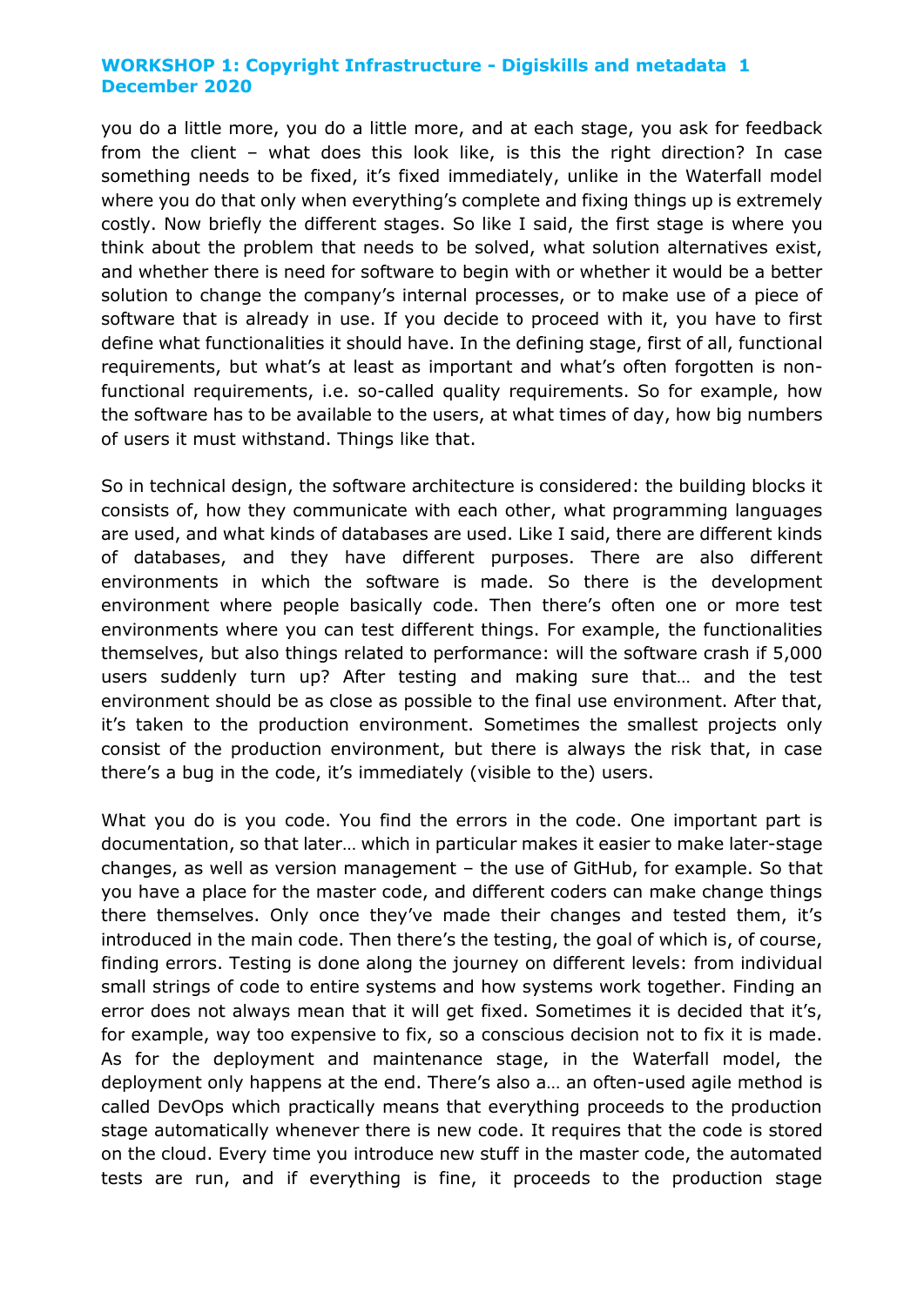you do a little more, you do a little more, and at each stage, you ask for feedback from the client – what does this look like, is this the right direction? In case something needs to be fixed, it's fixed immediately, unlike in the Waterfall model where you do that only when everything's complete and fixing things up is extremely costly. Now briefly the different stages. So like I said, the first stage is where you think about the problem that needs to be solved, what solution alternatives exist, and whether there is need for software to begin with or whether it would be a better solution to change the company's internal processes, or to make use of a piece of software that is already in use. If you decide to proceed with it, you have to first define what functionalities it should have. In the defining stage, first of all, functional requirements, but what's at least as important and what's often forgotten is non-functional requirements, i.e. so-called quality requirements. So for example, how the software has to be available to the users, at what times of day, how big numbers of users it must withstand. Things like that.

So in technical design, the software architecture is considered: the building blocks it consists of, how they communicate with each other, what programming languages are used, and what kinds of databases are used. Like I said, there are different kinds of databases, and they have different purposes. There are also different environments in which the software is made. So there is the development environment where people basically code. Then there's often one or more test environments where you can test different things. For example, the functionalities themselves, but also things related to performance: will the software crash if 5,000 users suddenly turn up? After testing and making sure that… and the test environment should be as close as possible to the final use environment. After that, it's taken to the production environment. Sometimes the smallest projects only consist of the production environment, but there is always the risk that, in case there's a bug in the code, it's immediately (visible to the) users.

What you do is you code. You find the errors in the code. One important part is documentation, so that later… which in particular makes it easier to make later-stage changes, as well as version management – the use of GitHub, for example. So that you have a place for the master code, and different coders can make change things there themselves. Only once they've made their changes and tested them, it's introduced in the main code. Then there's the testing, the goal of which is, of course, finding errors. Testing is done along the journey on different levels: from individual small strings of code to entire systems and how systems work together. Finding an error does not always mean that it will get fixed. Sometimes it is decided that it's, for example, way too expensive to fix, so a conscious decision not to fix it is made. As for the deployment and maintenance stage, in the Waterfall model, the deployment only happens at the end. There's also a… an often-used agile method is called DevOps which practically means that everything proceeds to the production stage automatically whenever there is new code. It requires that the code is stored on the cloud. Every time you introduce new stuff in the master code, the automated tests are run, and if everything is fine, it proceeds to the production stage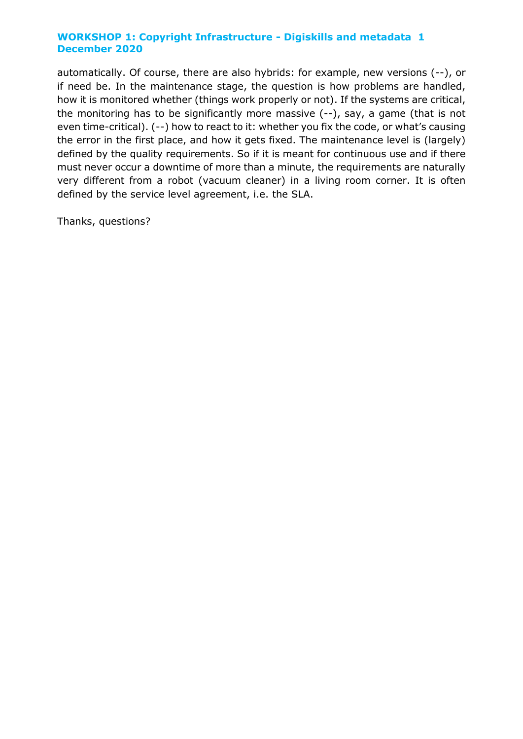automatically. Of course, there are also hybrids: for example, new versions (--), or if need be. In the maintenance stage, the question is how problems are handled, how it is monitored whether (things work properly or not). If the systems are critical, the monitoring has to be significantly more massive (--), say, a game (that is not even time-critical). (--) how to react to it: whether you fix the code, or what's causing the error in the first place, and how it gets fixed. The maintenance level is (largely) defined by the quality requirements. So if it is meant for continuous use and if there must never occur a downtime of more than a minute, the requirements are naturally very different from a robot (vacuum cleaner) in a living room corner. It is often defined by the service level agreement, i.e. the SLA.

Thanks, questions?